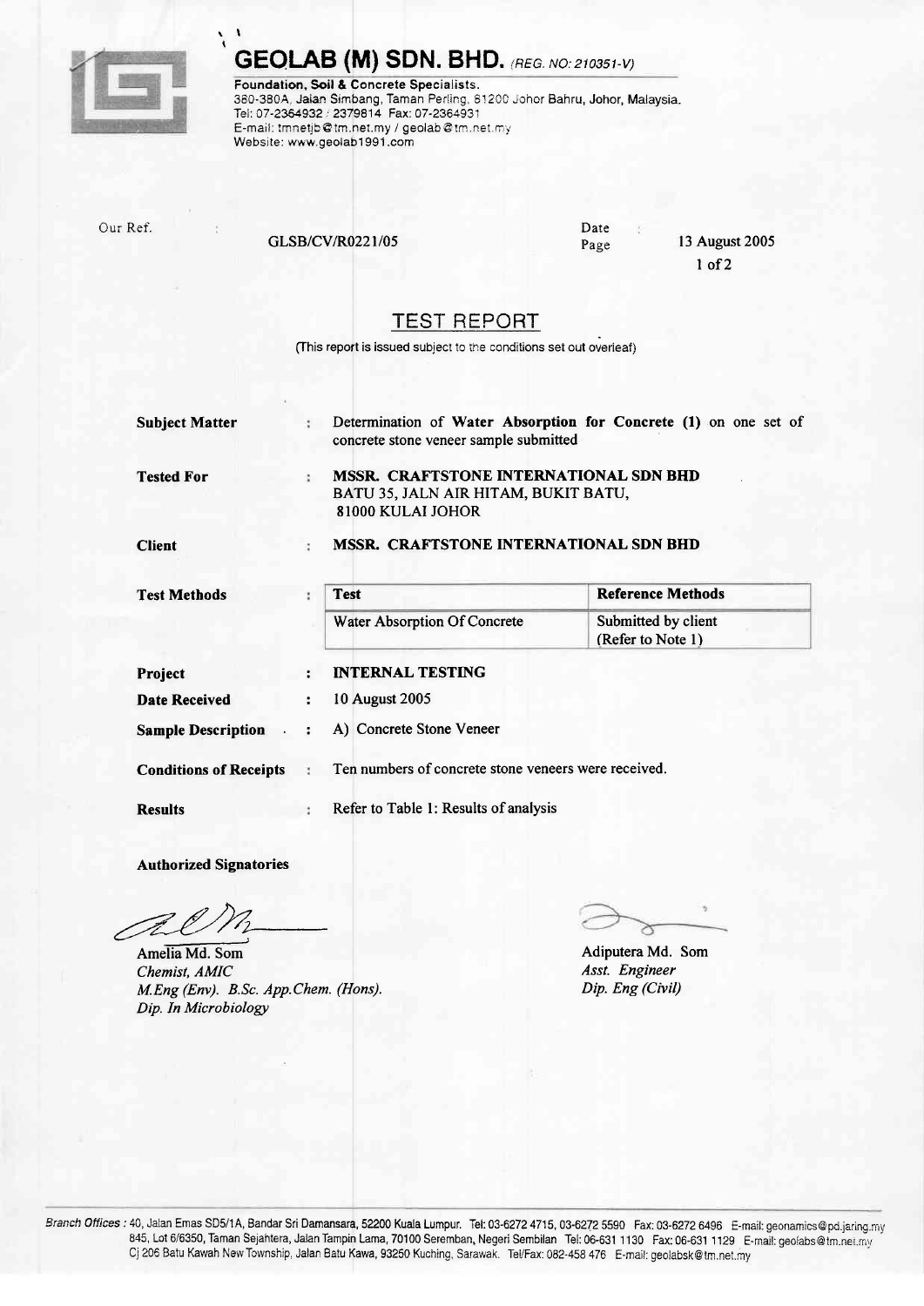# GEOLAB (M) SDN. BHD. *(REG. NO: 210351-V)*

**Foundation, Soil & Concrete Specialists.**
380-380A, Jalan Simbang, Taman Perling, 81200 Johor Bahru, Johor, Malaysia.
Tel: 07-2364932 / 2379814 Fax: 07-2364931
E-mail: tmnetjb@tm.net.my / geolab@tm.net.my
Website: www.geolab1991.com

Our Ref. : GLSB/CV/R0221/05

Date : 13 August 2005
Page : 1 of 2

## TEST REPORT

(This report is issued subject to the conditions set out overleaf)

**Subject Matter** : Determination of **Water Absorption for Concrete (1)** on one set of concrete stone veneer sample submitted

**Tested For** : **MSSR. CRAFTSTONE INTERNATIONAL SDN BHD**
BATU 35, JALN AIR HITAM, BUKIT BATU,
81000 KULAI JOHOR

**Client** : **MSSR. CRAFTSTONE INTERNATIONAL SDN BHD**

**Test Methods** :

| Test | Reference Methods |
| --- | --- |
| Water Absorption Of Concrete | Submitted by client (Refer to Note 1) |

**Project** : **INTERNAL TESTING**

**Date Received** : 10 August 2005

**Sample Description** : A) Concrete Stone Veneer

**Conditions of Receipts** : Ten numbers of concrete stone veneers were received.

**Results** : Refer to Table 1: Results of analysis

**Authorized Signatories**

Amelia Md. Som
*Chemist, AMIC*
*M.Eng (Env). B.Sc. App.Chem. (Hons).*
*Dip. In Microbiology*

Adiputera Md. Som
*Asst. Engineer*
*Dip. Eng (Civil)*

*Branch Offices* : 40, Jalan Emas SD5/1A, Bandar Sri Damansara, 52200 Kuala Lumpur. Tel: 03-6272 4715, 03-6272 5590 Fax: 03-6272 6496 E-mail: geonamics@pd.jaring.my
845, Lot 6/6350, Taman Sejahtera, Jalan Tampin Lama, 70100 Seremban, Negeri Sembilan Tel: 06-631 1130 Fax: 06-631 1129 E-mail: geolabs@tm.net.my
Cj 206 Batu Kawah New Township, Jalan Batu Kawa, 93250 Kuching, Sarawak. Tel/Fax: 082-458 476 E-mail: geolabsk@tm.net.my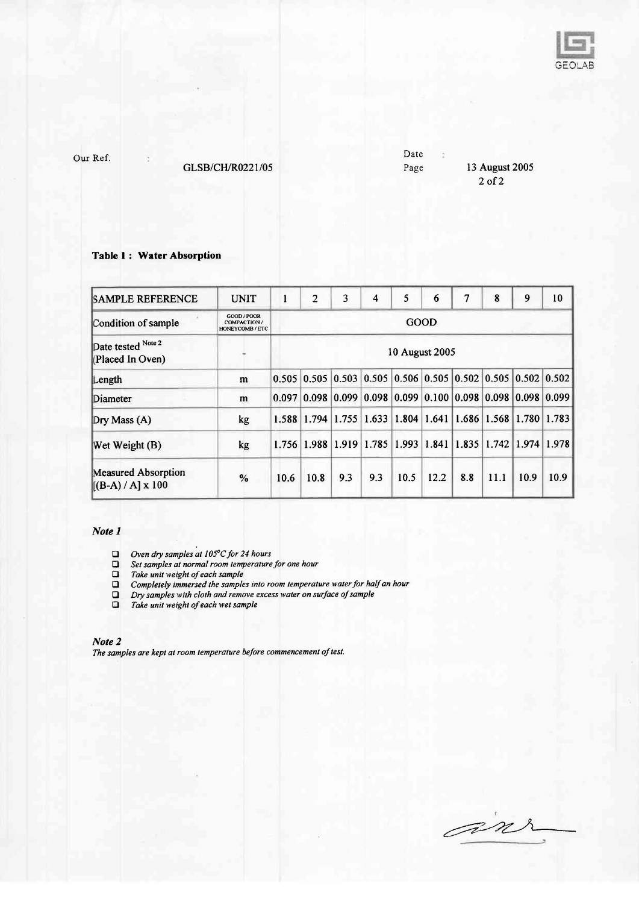Our Ref. : GLSB/CH/R0221/05

Date : 13 August 2005

**Table 1 : Water Absorption**

| SAMPLE REFERENCE | UNIT | 1 | 2 | 3 | 4 | 5 | 6 | 7 | 8 | 9 | 10 |
|---|---|---|---|---|---|---|---|---|---|---|---|
| Condition of sample | GOOD / POOR COMPACTION / HONEYCOMB / ETC | GOOD | | | | | | | | | |
| Date tested Note 2 (Placed In Oven) | - | 10 August 2005 | | | | | | | | | |
| Length | m | 0.505 | 0.505 | 0.503 | 0.505 | 0.506 | 0.505 | 0.502 | 0.505 | 0.502 | 0.502 |
| Diameter | m | 0.097 | 0.098 | 0.099 | 0.098 | 0.099 | 0.100 | 0.098 | 0.098 | 0.098 | 0.099 |
| Dry Mass (A) | kg | 1.588 | 1.794 | 1.755 | 1.633 | 1.804 | 1.641 | 1.686 | 1.568 | 1.780 | 1.783 |
| Wet Weight (B) | kg | 1.756 | 1.988 | 1.919 | 1.785 | 1.993 | 1.841 | 1.835 | 1.742 | 1.974 | 1.978 |
| Measured Absorption [(B-A) / A] x 100 | % | 10.6 | 10.8 | 9.3 | 9.3 | 10.5 | 12.2 | 8.8 | 11.1 | 10.9 | 10.9 |

***Note 1***

- *Oven dry samples at 105°C for 24 hours*
- *Set samples at normal room temperature for one hour*
- *Take unit weight of each sample*
- *Completely immersed the samples into room temperature water for half an hour*
- *Dry samples with cloth and remove excess water on surface of sample*
- *Take unit weight of each wet sample*

***Note 2***

*The samples are kept at room temperature before commencement of test.*